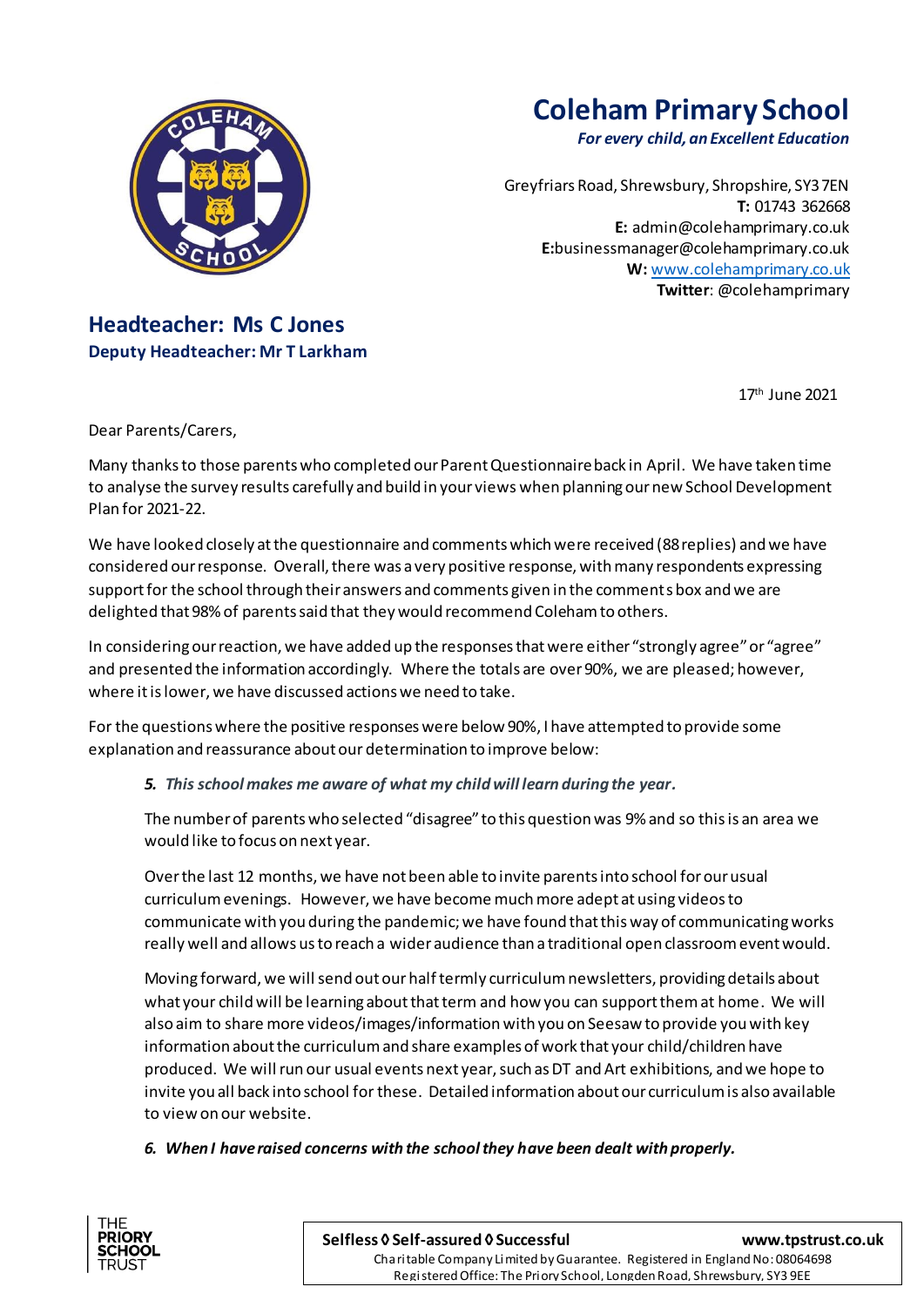# Coleham Primary School

***For every child, an Excellent Education***

Greyfriars Road, Shrewsbury, Shropshire, SY3 7EN
**T:** 01743 362668
**E:** admin@colehamprimary.co.uk
**E:**businessmanager@colehamprimary.co.uk
**W:** www.colehamprimary.co.uk
**Twitter**: @colehamprimary

## Headteacher: Ms C Jones

**Deputy Headteacher: Mr T Larkham**

17th June 2021

Dear Parents/Carers,

Many thanks to those parents who completed our Parent Questionnaire back in April. We have taken time to analyse the survey results carefully and build in your views when planning our new School Development Plan for 2021-22.

We have looked closely at the questionnaire and comments which were received (88 replies) and we have considered our response. Overall, there was a very positive response, with many respondents expressing support for the school through their answers and comments given in the comments box and we are delighted that 98% of parents said that they would recommend Coleham to others.

In considering our reaction, we have added up the responses that were either "strongly agree" or "agree" and presented the information accordingly. Where the totals are over 90%, we are pleased; however, where it is lower, we have discussed actions we need to take.

For the questions where the positive responses were below 90%, I have attempted to provide some explanation and reassurance about our determination to improve below:

***5. This school makes me aware of what my child will learn during the year.***

The number of parents who selected "disagree" to this question was 9% and so this is an area we would like to focus on next year.

Over the last 12 months, we have not been able to invite parents into school for our usual curriculum evenings. However, we have become much more adept at using videos to communicate with you during the pandemic; we have found that this way of communicating works really well and allows us to reach a wider audience than a traditional open classroom event would.

Moving forward, we will send out our half termly curriculum newsletters, providing details about what your child will be learning about that term and how you can support them at home. We will also aim to share more videos/images/information with you on Seesaw to provide you with key information about the curriculum and share examples of work that your child/children have produced. We will run our usual events next year, such as DT and Art exhibitions, and we hope to invite you all back into school for these. Detailed information about our curriculum is also available to view on our website.

***6. When I have raised concerns with the school they have been dealt with properly.***

THE PRIORY SCHOOL TRUST

**Selfless ◊ Self-assured ◊ Successful** **www.tpstrust.co.uk**

Charitable Company Limited by Guarantee. Registered in England No: 08064698
Registered Office: The Priory School, Longden Road, Shrewsbury, SY3 9EE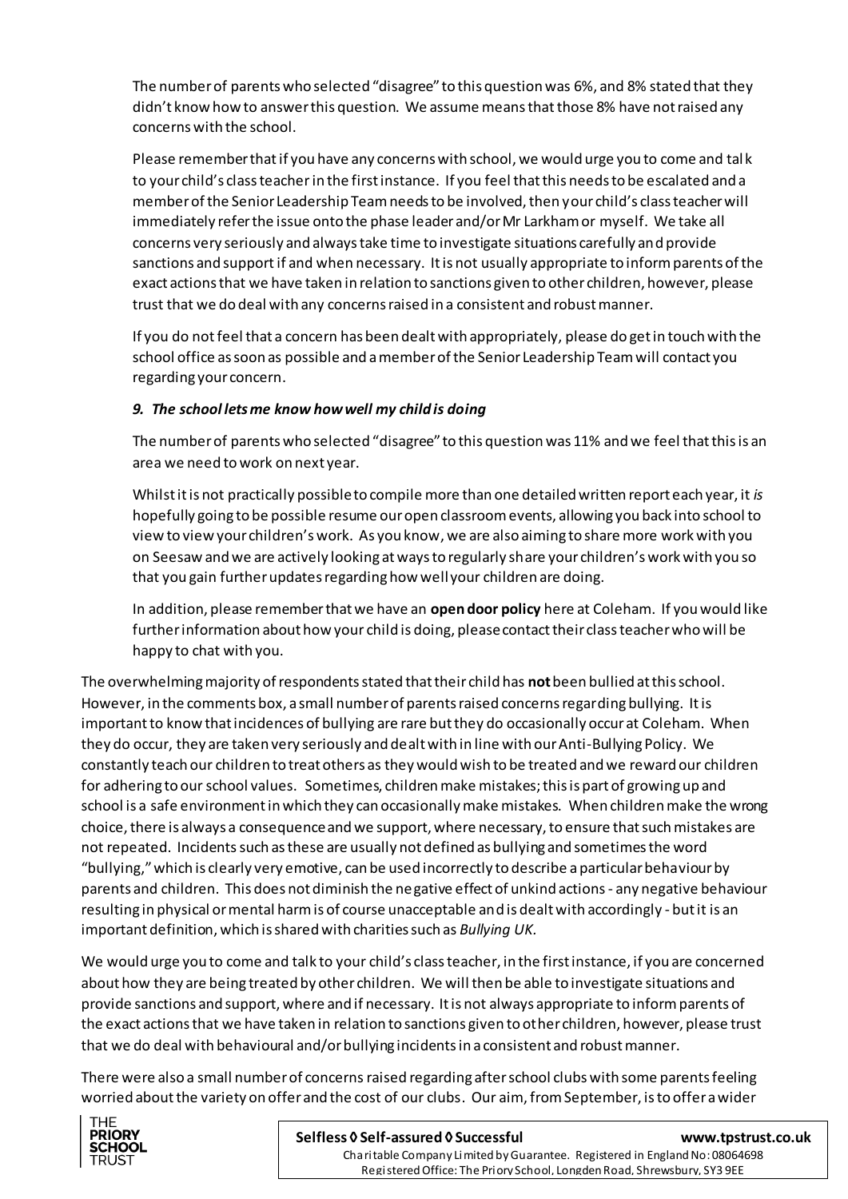The number of parents who selected "disagree" to this question was 6%, and 8% stated that they didn't know how to answer this question. We assume means that those 8% have not raised any concerns with the school.

Please remember that if you have any concerns with school, we would urge you to come and talk to your child's class teacher in the first instance. If you feel that this needs to be escalated and a member of the Senior Leadership Team needs to be involved, then your child's class teacher will immediately refer the issue onto the phase leader and/or Mr Larkham or myself. We take all concerns very seriously and always take time to investigate situations carefully and provide sanctions and support if and when necessary. It is not usually appropriate to inform parents of the exact actions that we have taken in relation to sanctions given to other children, however, please trust that we do deal with any concerns raised in a consistent and robust manner.

If you do not feel that a concern has been dealt with appropriately, please do get in touch with the school office as soon as possible and a member of the Senior Leadership Team will contact you regarding your concern.

***9. The school lets me know how well my child is doing***

The number of parents who selected "disagree" to this question was 11% and we feel that this is an area we need to work on next year.

Whilst it is not practically possible to compile more than one detailed written report each year, it *is* hopefully going to be possible resume our open classroom events, allowing you back into school to view to view your children's work. As you know, we are also aiming to share more work with you on Seesaw and we are actively looking at ways to regularly share your children's work with you so that you gain further updates regarding how well your children are doing.

In addition, please remember that we have an **open door policy** here at Coleham. If you would like further information about how your child is doing, please contact their class teacher who will be happy to chat with you.

The overwhelming majority of respondents stated that their child has **not** been bullied at this school. However, in the comments box, a small number of parents raised concerns regarding bullying. It is important to know that incidences of bullying are rare but they do occasionally occur at Coleham. When they do occur, they are taken very seriously and dealt with in line with our Anti-Bullying Policy. We constantly teach our children to treat others as they would wish to be treated and we reward our children for adhering to our school values. Sometimes, children make mistakes; this is part of growing up and school is a safe environment in which they can occasionally make mistakes. When children make the wrong choice, there is always a consequence and we support, where necessary, to ensure that such mistakes are not repeated. Incidents such as these are usually not defined as bullying and sometimes the word "bullying," which is clearly very emotive, can be used incorrectly to describe a particular behaviour by parents and children. This does not diminish the negative effect of unkind actions - any negative behaviour resulting in physical or mental harm is of course unacceptable and is dealt with accordingly - but it is an important definition, which is shared with charities such as *Bullying UK.*

We would urge you to come and talk to your child's class teacher, in the first instance, if you are concerned about how they are being treated by other children. We will then be able to investigate situations and provide sanctions and support, where and if necessary. It is not always appropriate to inform parents of the exact actions that we have taken in relation to sanctions given to other children, however, please trust that we do deal with behavioural and/or bullying incidents in a consistent and robust manner.

There were also a small number of concerns raised regarding after school clubs with some parents feeling worried about the variety on offer and the cost of our clubs. Our aim, from September, is to offer a wider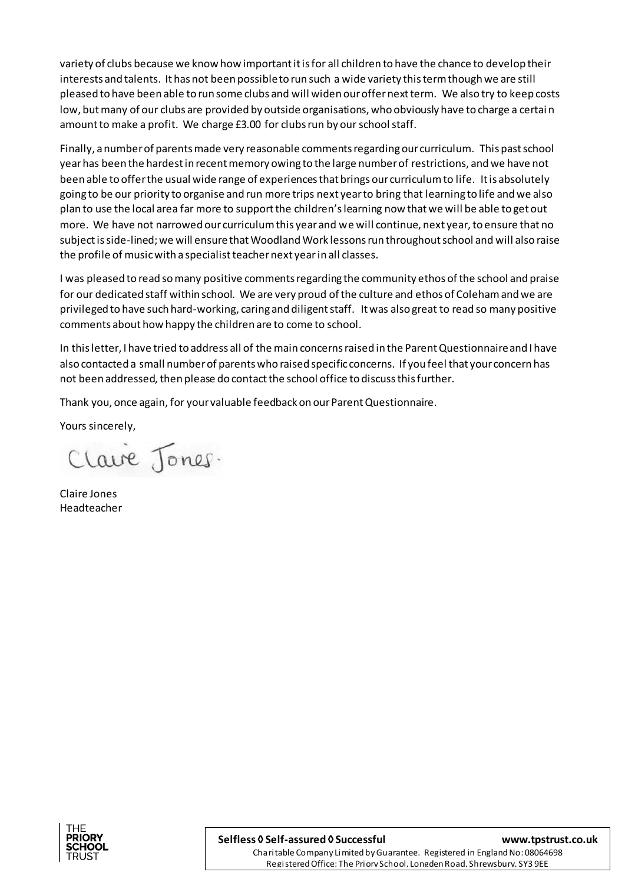variety of clubs because we know how important it is for all children to have the chance to develop their interests and talents. It has not been possible to run such a wide variety this term though we are still pleased to have been able to run some clubs and will widen our offer next term. We also try to keep costs low, but many of our clubs are provided by outside organisations, who obviously have to charge a certain amount to make a profit. We charge £3.00 for clubs run by our school staff.

Finally, a number of parents made very reasonable comments regarding our curriculum. This past school year has been the hardest in recent memory owing to the large number of restrictions, and we have not been able to offer the usual wide range of experiences that brings our curriculum to life. It is absolutely going to be our priority to organise and run more trips next year to bring that learning to life and we also plan to use the local area far more to support the children's learning now that we will be able to get out more. We have not narrowed our curriculum this year and we will continue, next year, to ensure that no subject is side-lined; we will ensure that Woodland Work lessons run throughout school and will also raise the profile of music with a specialist teacher next year in all classes.

I was pleased to read so many positive comments regarding the community ethos of the school and praise for our dedicated staff within school. We are very proud of the culture and ethos of Coleham and we are privileged to have such hard-working, caring and diligent staff. It was also great to read so many positive comments about how happy the children are to come to school.

In this letter, I have tried to address all of the main concerns raised in the Parent Questionnaire and I have also contacted a small number of parents who raised specific concerns. If you feel that your concern has not been addressed, then please do contact the school office to discuss this further.

Thank you, once again, for your valuable feedback on our Parent Questionnaire.

Yours sincerely,

Claire Jones

Claire Jones
Headteacher

**Selfless ◊ Self-assured ◊ Successful** **www.tpstrust.co.uk**

Charitable Company Limited by Guarantee. Registered in England No: 08064698
Registered Office: The Priory School, Longden Road, Shrewsbury, SY3 9EE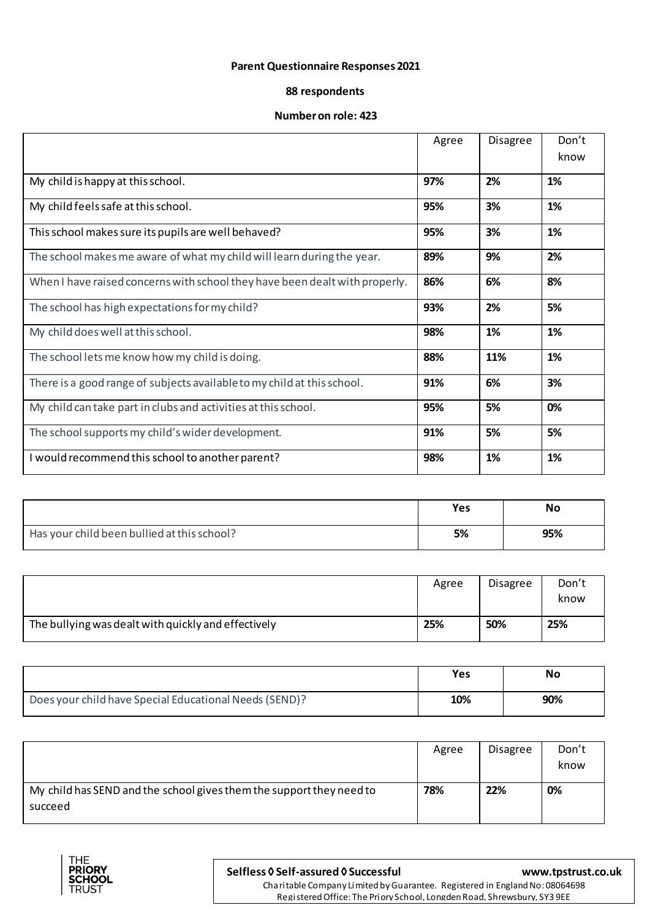**Parent Questionnaire Responses 2021**

**88 respondents**

**Number on role: 423**

| | Agree | Disagree | Don't know |
|---|---|---|---|
| My child is happy at this school. | **97%** | **2%** | **1%** |
| My child feels safe at this school. | **95%** | **3%** | **1%** |
| This school makes sure its pupils are well behaved? | **95%** | **3%** | **1%** |
| The school makes me aware of what my child will learn during the year. | **89%** | **9%** | **2%** |
| When I have raised concerns with school they have been dealt with properly. | **86%** | **6%** | **8%** |
| The school has high expectations for my child? | **93%** | **2%** | **5%** |
| My child does well at this school. | **98%** | **1%** | **1%** |
| The school lets me know how my child is doing. | **88%** | **11%** | **1%** |
| There is a good range of subjects available to my child at this school. | **91%** | **6%** | **3%** |
| My child can take part in clubs and activities at this school. | **95%** | **5%** | **0%** |
| The school supports my child's wider development. | **91%** | **5%** | **5%** |
| I would recommend this school to another parent? | **98%** | **1%** | **1%** |

| | **Yes** | **No** |
|---|---|---|
| Has your child been bullied at this school? | **5%** | **95%** |

| | Agree | Disagree | Don't know |
|---|---|---|---|
| The bullying was dealt with quickly and effectively | **25%** | **50%** | **25%** |

| | **Yes** | **No** |
|---|---|---|
| Does your child have Special Educational Needs (SEND)? | **10%** | **90%** |

| | Agree | Disagree | Don't know |
|---|---|---|---|
| My child has SEND and the school gives them the support they need to succeed | **78%** | **22%** | **0%** |